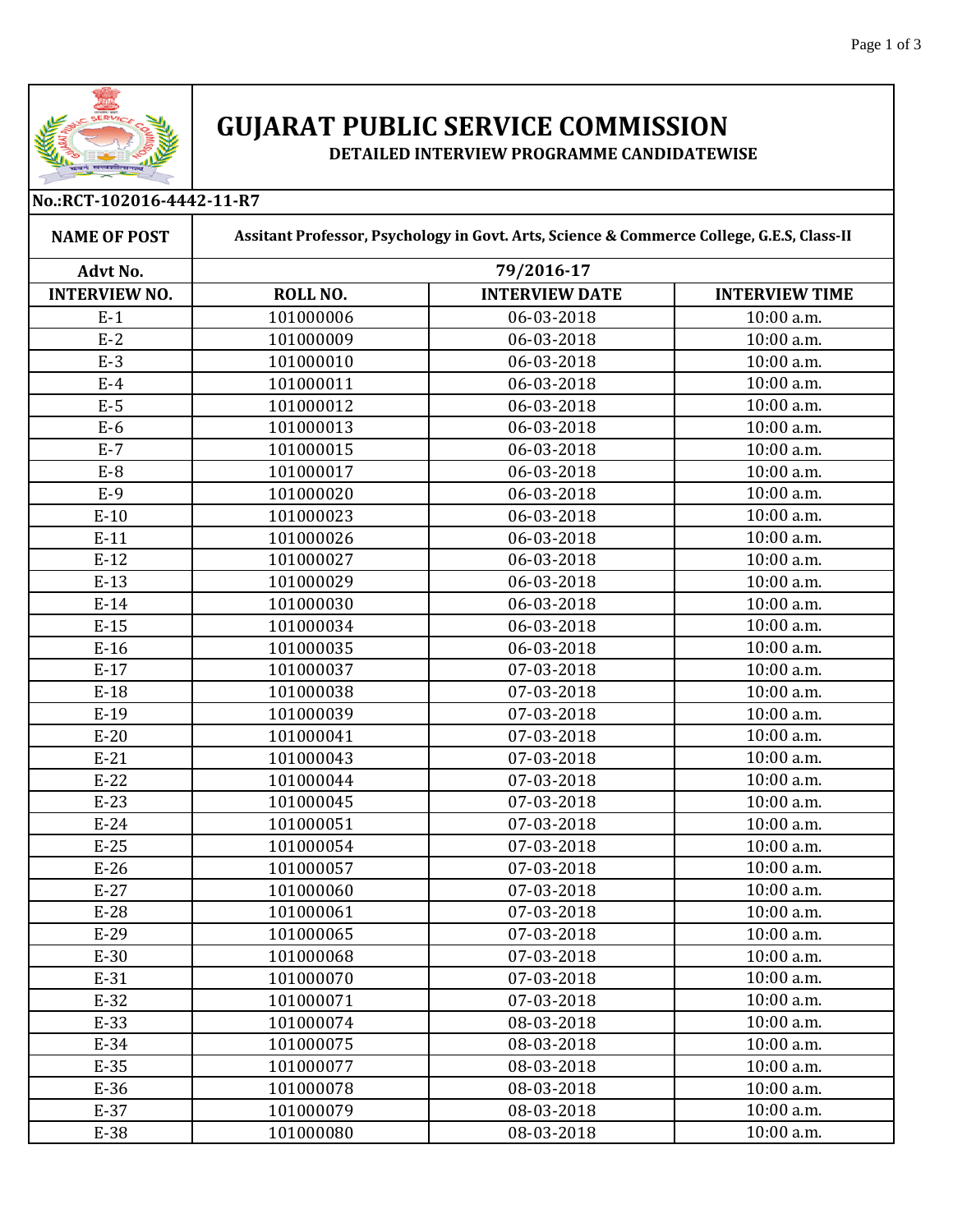# GUJARAT PUBLIC SERVICE COMMISSION

**DETAILED INTERVIEW PROGRAMME CANDIDATEWISE**

**No.:RCT-102016-4442-11-R7**

| **NAME OF POST** | **Assitant Professor, Psychology in Govt. Arts, Science & Commerce College, G.E.S, Class-II** | | |
|---|---|---|---|
| **Advt No.** | **79/2016-17** | | |
| **INTERVIEW NO.** | **ROLL NO.** | **INTERVIEW DATE** | **INTERVIEW TIME** |
| E-1 | 101000006 | 06-03-2018 | 10:00 a.m. |
| E-2 | 101000009 | 06-03-2018 | 10:00 a.m. |
| E-3 | 101000010 | 06-03-2018 | 10:00 a.m. |
| E-4 | 101000011 | 06-03-2018 | 10:00 a.m. |
| E-5 | 101000012 | 06-03-2018 | 10:00 a.m. |
| E-6 | 101000013 | 06-03-2018 | 10:00 a.m. |
| E-7 | 101000015 | 06-03-2018 | 10:00 a.m. |
| E-8 | 101000017 | 06-03-2018 | 10:00 a.m. |
| E-9 | 101000020 | 06-03-2018 | 10:00 a.m. |
| E-10 | 101000023 | 06-03-2018 | 10:00 a.m. |
| E-11 | 101000026 | 06-03-2018 | 10:00 a.m. |
| E-12 | 101000027 | 06-03-2018 | 10:00 a.m. |
| E-13 | 101000029 | 06-03-2018 | 10:00 a.m. |
| E-14 | 101000030 | 06-03-2018 | 10:00 a.m. |
| E-15 | 101000034 | 06-03-2018 | 10:00 a.m. |
| E-16 | 101000035 | 06-03-2018 | 10:00 a.m. |
| E-17 | 101000037 | 07-03-2018 | 10:00 a.m. |
| E-18 | 101000038 | 07-03-2018 | 10:00 a.m. |
| E-19 | 101000039 | 07-03-2018 | 10:00 a.m. |
| E-20 | 101000041 | 07-03-2018 | 10:00 a.m. |
| E-21 | 101000043 | 07-03-2018 | 10:00 a.m. |
| E-22 | 101000044 | 07-03-2018 | 10:00 a.m. |
| E-23 | 101000045 | 07-03-2018 | 10:00 a.m. |
| E-24 | 101000051 | 07-03-2018 | 10:00 a.m. |
| E-25 | 101000054 | 07-03-2018 | 10:00 a.m. |
| E-26 | 101000057 | 07-03-2018 | 10:00 a.m. |
| E-27 | 101000060 | 07-03-2018 | 10:00 a.m. |
| E-28 | 101000061 | 07-03-2018 | 10:00 a.m. |
| E-29 | 101000065 | 07-03-2018 | 10:00 a.m. |
| E-30 | 101000068 | 07-03-2018 | 10:00 a.m. |
| E-31 | 101000070 | 07-03-2018 | 10:00 a.m. |
| E-32 | 101000071 | 07-03-2018 | 10:00 a.m. |
| E-33 | 101000074 | 08-03-2018 | 10:00 a.m. |
| E-34 | 101000075 | 08-03-2018 | 10:00 a.m. |
| E-35 | 101000077 | 08-03-2018 | 10:00 a.m. |
| E-36 | 101000078 | 08-03-2018 | 10:00 a.m. |
| E-37 | 101000079 | 08-03-2018 | 10:00 a.m. |
| E-38 | 101000080 | 08-03-2018 | 10:00 a.m. |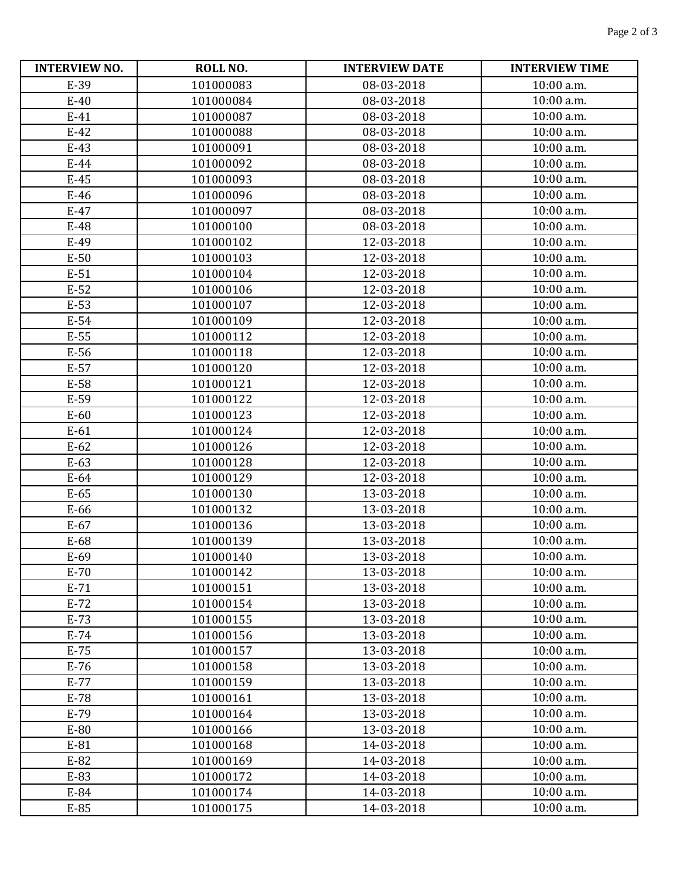| INTERVIEW NO. | ROLL NO. | INTERVIEW DATE | INTERVIEW TIME |
| --- | --- | --- | --- |
| E-39 | 101000083 | 08-03-2018 | 10:00 a.m. |
| E-40 | 101000084 | 08-03-2018 | 10:00 a.m. |
| E-41 | 101000087 | 08-03-2018 | 10:00 a.m. |
| E-42 | 101000088 | 08-03-2018 | 10:00 a.m. |
| E-43 | 101000091 | 08-03-2018 | 10:00 a.m. |
| E-44 | 101000092 | 08-03-2018 | 10:00 a.m. |
| E-45 | 101000093 | 08-03-2018 | 10:00 a.m. |
| E-46 | 101000096 | 08-03-2018 | 10:00 a.m. |
| E-47 | 101000097 | 08-03-2018 | 10:00 a.m. |
| E-48 | 101000100 | 08-03-2018 | 10:00 a.m. |
| E-49 | 101000102 | 12-03-2018 | 10:00 a.m. |
| E-50 | 101000103 | 12-03-2018 | 10:00 a.m. |
| E-51 | 101000104 | 12-03-2018 | 10:00 a.m. |
| E-52 | 101000106 | 12-03-2018 | 10:00 a.m. |
| E-53 | 101000107 | 12-03-2018 | 10:00 a.m. |
| E-54 | 101000109 | 12-03-2018 | 10:00 a.m. |
| E-55 | 101000112 | 12-03-2018 | 10:00 a.m. |
| E-56 | 101000118 | 12-03-2018 | 10:00 a.m. |
| E-57 | 101000120 | 12-03-2018 | 10:00 a.m. |
| E-58 | 101000121 | 12-03-2018 | 10:00 a.m. |
| E-59 | 101000122 | 12-03-2018 | 10:00 a.m. |
| E-60 | 101000123 | 12-03-2018 | 10:00 a.m. |
| E-61 | 101000124 | 12-03-2018 | 10:00 a.m. |
| E-62 | 101000126 | 12-03-2018 | 10:00 a.m. |
| E-63 | 101000128 | 12-03-2018 | 10:00 a.m. |
| E-64 | 101000129 | 12-03-2018 | 10:00 a.m. |
| E-65 | 101000130 | 13-03-2018 | 10:00 a.m. |
| E-66 | 101000132 | 13-03-2018 | 10:00 a.m. |
| E-67 | 101000136 | 13-03-2018 | 10:00 a.m. |
| E-68 | 101000139 | 13-03-2018 | 10:00 a.m. |
| E-69 | 101000140 | 13-03-2018 | 10:00 a.m. |
| E-70 | 101000142 | 13-03-2018 | 10:00 a.m. |
| E-71 | 101000151 | 13-03-2018 | 10:00 a.m. |
| E-72 | 101000154 | 13-03-2018 | 10:00 a.m. |
| E-73 | 101000155 | 13-03-2018 | 10:00 a.m. |
| E-74 | 101000156 | 13-03-2018 | 10:00 a.m. |
| E-75 | 101000157 | 13-03-2018 | 10:00 a.m. |
| E-76 | 101000158 | 13-03-2018 | 10:00 a.m. |
| E-77 | 101000159 | 13-03-2018 | 10:00 a.m. |
| E-78 | 101000161 | 13-03-2018 | 10:00 a.m. |
| E-79 | 101000164 | 13-03-2018 | 10:00 a.m. |
| E-80 | 101000166 | 13-03-2018 | 10:00 a.m. |
| E-81 | 101000168 | 14-03-2018 | 10:00 a.m. |
| E-82 | 101000169 | 14-03-2018 | 10:00 a.m. |
| E-83 | 101000172 | 14-03-2018 | 10:00 a.m. |
| E-84 | 101000174 | 14-03-2018 | 10:00 a.m. |
| E-85 | 101000175 | 14-03-2018 | 10:00 a.m. |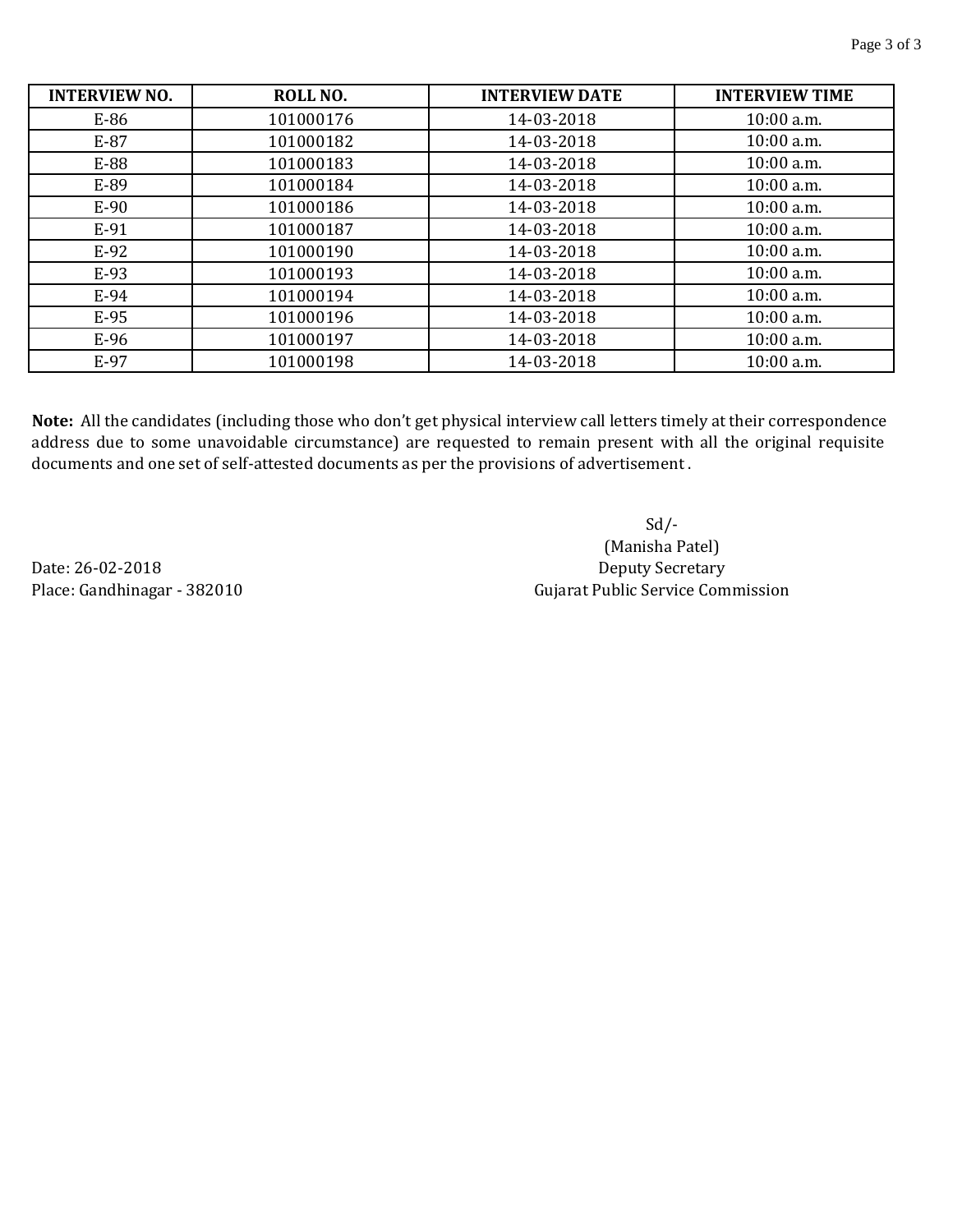| INTERVIEW NO. | ROLL NO. | INTERVIEW DATE | INTERVIEW TIME |
|---|---|---|---|
| E-86 | 101000176 | 14-03-2018 | 10:00 a.m. |
| E-87 | 101000182 | 14-03-2018 | 10:00 a.m. |
| E-88 | 101000183 | 14-03-2018 | 10:00 a.m. |
| E-89 | 101000184 | 14-03-2018 | 10:00 a.m. |
| E-90 | 101000186 | 14-03-2018 | 10:00 a.m. |
| E-91 | 101000187 | 14-03-2018 | 10:00 a.m. |
| E-92 | 101000190 | 14-03-2018 | 10:00 a.m. |
| E-93 | 101000193 | 14-03-2018 | 10:00 a.m. |
| E-94 | 101000194 | 14-03-2018 | 10:00 a.m. |
| E-95 | 101000196 | 14-03-2018 | 10:00 a.m. |
| E-96 | 101000197 | 14-03-2018 | 10:00 a.m. |
| E-97 | 101000198 | 14-03-2018 | 10:00 a.m. |

**Note:** All the candidates (including those who don't get physical interview call letters timely at their correspondence address due to some unavoidable circumstance) are requested to remain present with all the original requisite documents and one set of self-attested documents as per the provisions of advertisement .

Sd/-
(Manisha Patel)
Deputy Secretary
Gujarat Public Service Commission

Date: 26-02-2018
Place: Gandhinagar - 382010